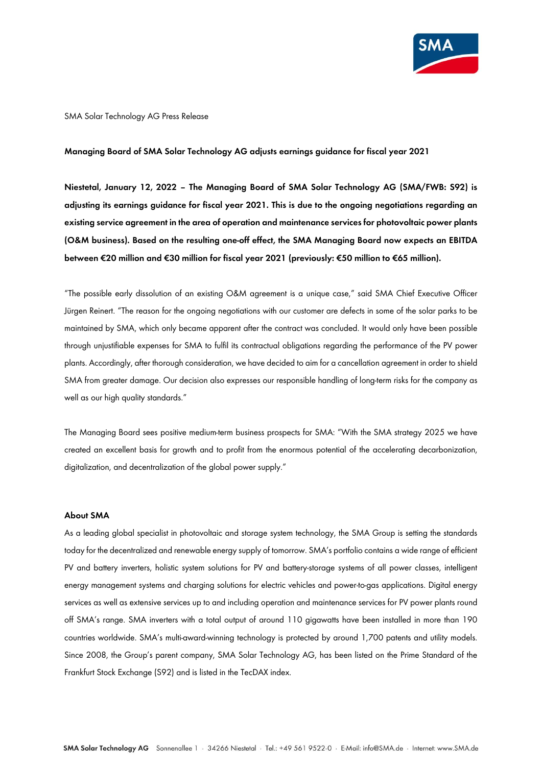SMA Solar Technology AG Press Release

**Managing Board of SMA Solar Technology AG adjusts earnings guidance for fiscal year 2021**

**Niestetal, January 12, 2022 – The Managing Board of SMA Solar Technology AG (SMA/FWB: S92) is adjusting its earnings guidance for fiscal year 2021. This is due to the ongoing negotiations regarding an existing service agreement in the area of operation and maintenance services for photovoltaic power plants (O&M business). Based on the resulting one-off effect, the SMA Managing Board now expects an EBITDA between €20 million and €30 million for fiscal year 2021 (previously: €50 million to €65 million).**

"The possible early dissolution of an existing O&M agreement is a unique case," said SMA Chief Executive Officer Jürgen Reinert. "The reason for the ongoing negotiations with our customer are defects in some of the solar parks to be maintained by SMA, which only became apparent after the contract was concluded. It would only have been possible through unjustifiable expenses for SMA to fulfil its contractual obligations regarding the performance of the PV power plants. Accordingly, after thorough consideration, we have decided to aim for a cancellation agreement in order to shield SMA from greater damage. Our decision also expresses our responsible handling of long-term risks for the company as well as our high quality standards."

The Managing Board sees positive medium-term business prospects for SMA: "With the SMA strategy 2025 we have created an excellent basis for growth and to profit from the enormous potential of the accelerating decarbonization, digitalization, and decentralization of the global power supply."

## About SMA

As a leading global specialist in photovoltaic and storage system technology, the SMA Group is setting the standards today for the decentralized and renewable energy supply of tomorrow. SMA's portfolio contains a wide range of efficient PV and battery inverters, holistic system solutions for PV and battery-storage systems of all power classes, intelligent energy management systems and charging solutions for electric vehicles and power-to-gas applications. Digital energy services as well as extensive services up to and including operation and maintenance services for PV power plants round off SMA's range. SMA inverters with a total output of around 110 gigawatts have been installed in more than 190 countries worldwide. SMA's multi-award-winning technology is protected by around 1,700 patents and utility models. Since 2008, the Group's parent company, SMA Solar Technology AG, has been listed on the Prime Standard of the Frankfurt Stock Exchange (S92) and is listed in the TecDAX index.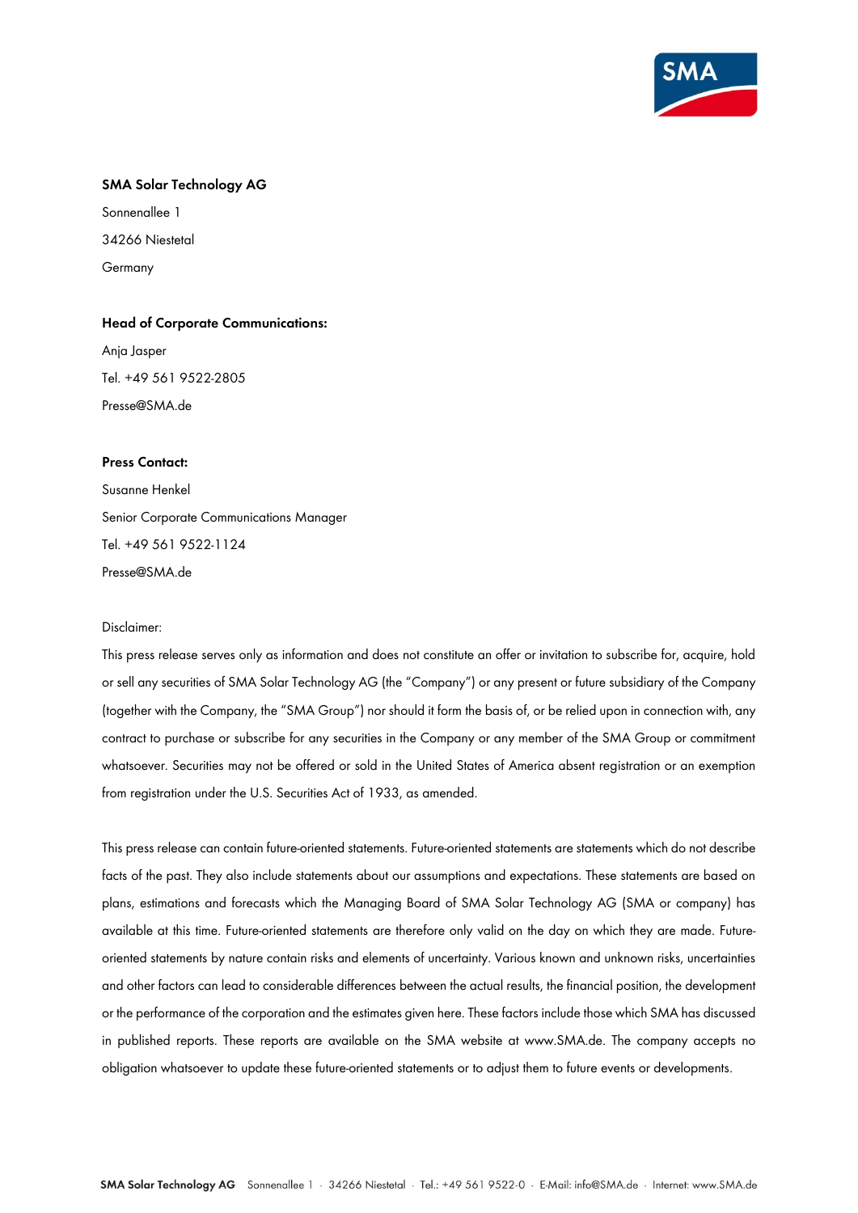**SMA Solar Technology AG**

Sonnenallee 1

34266 Niestetal

Germany

**Head of Corporate Communications:**

Anja Jasper

Tel. +49 561 9522-2805

Presse@SMA.de

**Press Contact:**

Susanne Henkel

Senior Corporate Communications Manager

Tel. +49 561 9522-1124

Presse@SMA.de

Disclaimer:

This press release serves only as information and does not constitute an offer or invitation to subscribe for, acquire, hold or sell any securities of SMA Solar Technology AG (the "Company") or any present or future subsidiary of the Company (together with the Company, the "SMA Group") nor should it form the basis of, or be relied upon in connection with, any contract to purchase or subscribe for any securities in the Company or any member of the SMA Group or commitment whatsoever. Securities may not be offered or sold in the United States of America absent registration or an exemption from registration under the U.S. Securities Act of 1933, as amended.

This press release can contain future-oriented statements. Future-oriented statements are statements which do not describe facts of the past. They also include statements about our assumptions and expectations. These statements are based on plans, estimations and forecasts which the Managing Board of SMA Solar Technology AG (SMA or company) has available at this time. Future-oriented statements are therefore only valid on the day on which they are made. Future-oriented statements by nature contain risks and elements of uncertainty. Various known and unknown risks, uncertainties and other factors can lead to considerable differences between the actual results, the financial position, the development or the performance of the corporation and the estimates given here. These factors include those which SMA has discussed in published reports. These reports are available on the SMA website at www.SMA.de. The company accepts no obligation whatsoever to update these future-oriented statements or to adjust them to future events or developments.